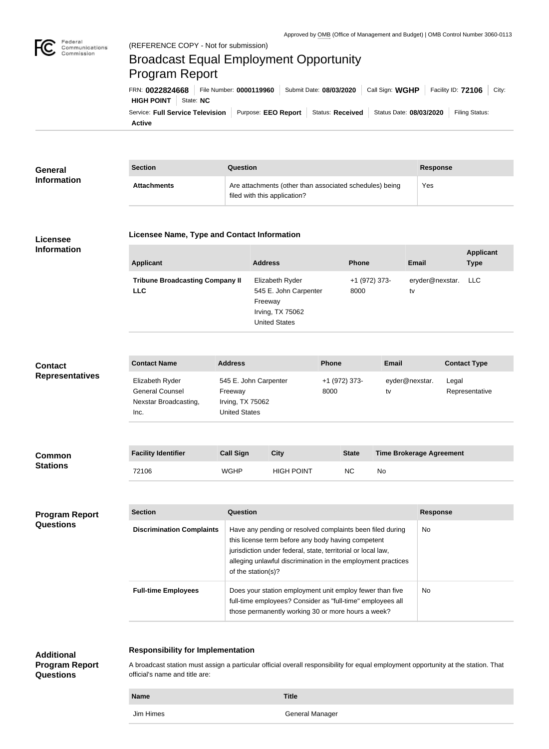Approved by OMB (Office of Management and Budget) | OMB Control Number 3060-0113

(REFERENCE COPY - Not for submission)

# Broadcast Equal Employment Opportunity Program Report

FRN: **0022824668** | File Number: **0000119960** | Submit Date: **08/03/2020** | Call Sign: **WGHP** | Facility ID: **72106** | City: **HIGH POINT** | State: **NC**

Service: **Full Service Television** | Purpose: **EEO Report** | Status: **Received** | Status Date: **08/03/2020** | Filing Status: **Active**

## General Information

| Section | Question | Response |
| --- | --- | --- |
| **Attachments** | Are attachments (other than associated schedules) being filed with this application? | Yes |

## Licensee Information

### Licensee Name, Type and Contact Information

| Applicant | Address | Phone | Email | Applicant Type |
| --- | --- | --- | --- | --- |
| **Tribune Broadcasting Company II LLC** | Elizabeth Ryder<br>545 E. John Carpenter Freeway<br>Irving, TX 75062<br>United States | +1 (972) 373-8000 | eryder@nexstar.tv | LLC |

## Contact Representatives

| Contact Name | Address | Phone | Email | Contact Type |
| --- | --- | --- | --- | --- |
| Elizabeth Ryder<br>General Counsel<br>Nexstar Broadcasting, Inc. | 545 E. John Carpenter Freeway<br>Irving, TX 75062<br>United States | +1 (972) 373-8000 | eyder@nexstar.tv | Legal Representative |

## Common Stations

| Facility Identifier | Call Sign | City | State | Time Brokerage Agreement |
| --- | --- | --- | --- | --- |
| 72106 | WGHP | HIGH POINT | NC | No |

## Program Report Questions

| Section | Question | Response |
| --- | --- | --- |
| **Discrimination Complaints** | Have any pending or resolved complaints been filed during this license term before any body having competent jurisdiction under federal, state, territorial or local law, alleging unlawful discrimination in the employment practices of the station(s)? | No |
| **Full-time Employees** | Does your station employment unit employ fewer than five full-time employees? Consider as "full-time" employees all those permanently working 30 or more hours a week? | No |

## Additional Program Report Questions

### Responsibility for Implementation

A broadcast station must assign a particular official overall responsibility for equal employment opportunity at the station. That official's name and title are:

| Name | Title |
| --- | --- |
| Jim Himes | General Manager |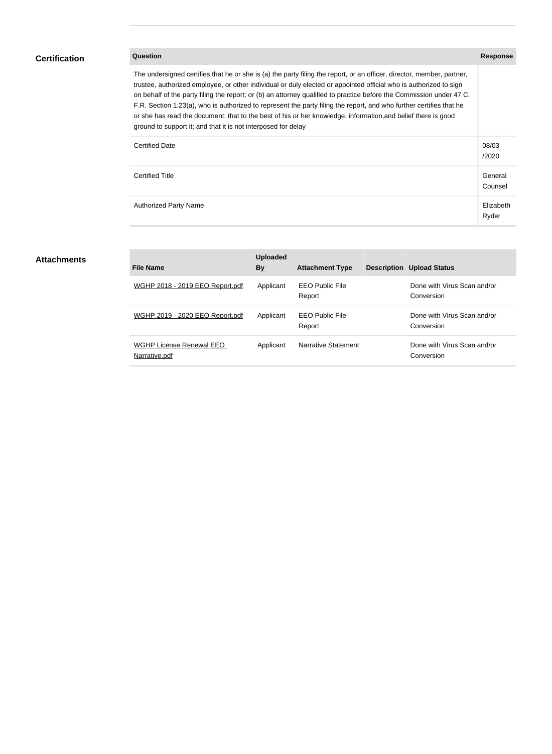## Certification

| Question | Response |
| --- | --- |
| The undersigned certifies that he or she is (a) the party filing the report, or an officer, director, member, partner, trustee, authorized employee, or other individual or duly elected or appointed official who is authorized to sign on behalf of the party filing the report; or (b) an attorney qualified to practice before the Commission under 47 C.F.R. Section 1.23(a), who is authorized to represent the party filing the report, and who further certifies that he or she has read the document; that to the best of his or her knowledge, information,and belief there is good ground to support it; and that it is not interposed for delay | |
| Certified Date | 08/03/2020 |
| Certified Title | General Counsel |
| Authorized Party Name | Elizabeth Ryder |

## Attachments

| File Name | Uploaded By | Attachment Type | Description | Upload Status |
| --- | --- | --- | --- | --- |
| WGHP 2018 - 2019 EEO Report.pdf | Applicant | EEO Public File Report | | Done with Virus Scan and/or Conversion |
| WGHP 2019 - 2020 EEO Report.pdf | Applicant | EEO Public File Report | | Done with Virus Scan and/or Conversion |
| WGHP License Renewal EEO Narrative.pdf | Applicant | Narrative Statement | | Done with Virus Scan and/or Conversion |